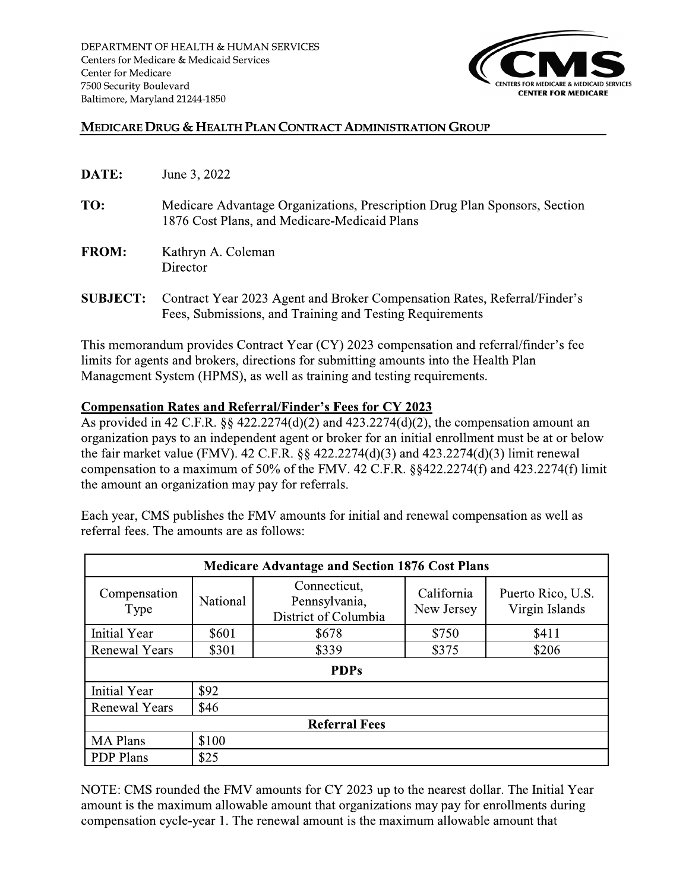DEPARTMENT OF HEALTH & HUMAN SERVICES
Centers for Medicare & Medicaid Services
Center for Medicare
7500 Security Boulevard
Baltimore, Maryland 21244-1850

**MEDICARE DRUG & HEALTH PLAN CONTRACT ADMINISTRATION GROUP**

**DATE:** June 3, 2022

**TO:** Medicare Advantage Organizations, Prescription Drug Plan Sponsors, Section 1876 Cost Plans, and Medicare-Medicaid Plans

**FROM:** Kathryn A. Coleman
Director

**SUBJECT:** Contract Year 2023 Agent and Broker Compensation Rates, Referral/Finder's Fees, Submissions, and Training and Testing Requirements

This memorandum provides Contract Year (CY) 2023 compensation and referral/finder's fee limits for agents and brokers, directions for submitting amounts into the Health Plan Management System (HPMS), as well as training and testing requirements.

**Compensation Rates and Referral/Finder's Fees for CY 2023**

As provided in 42 C.F.R. §§ 422.2274(d)(2) and 423.2274(d)(2), the compensation amount an organization pays to an independent agent or broker for an initial enrollment must be at or below the fair market value (FMV). 42 C.F.R. §§ 422.2274(d)(3) and 423.2274(d)(3) limit renewal compensation to a maximum of 50% of the FMV. 42 C.F.R. §§422.2274(f) and 423.2274(f) limit the amount an organization may pay for referrals.

Each year, CMS publishes the FMV amounts for initial and renewal compensation as well as referral fees. The amounts are as follows:

| Medicare Advantage and Section 1876 Cost Plans | | | | |
|---|---|---|---|---|
| Compensation Type | National | Connecticut, Pennsylvania, District of Columbia | California New Jersey | Puerto Rico, U.S. Virgin Islands |
| Initial Year | $601 | $678 | $750 | $411 |
| Renewal Years | $301 | $339 | $375 | $206 |
| **PDPs** | | | | |
| Initial Year | $92 | | | |
| Renewal Years | $46 | | | |
| **Referral Fees** | | | | |
| MA Plans | $100 | | | |
| PDP Plans | $25 | | | |

NOTE: CMS rounded the FMV amounts for CY 2023 up to the nearest dollar. The Initial Year amount is the maximum allowable amount that organizations may pay for enrollments during compensation cycle-year 1. The renewal amount is the maximum allowable amount that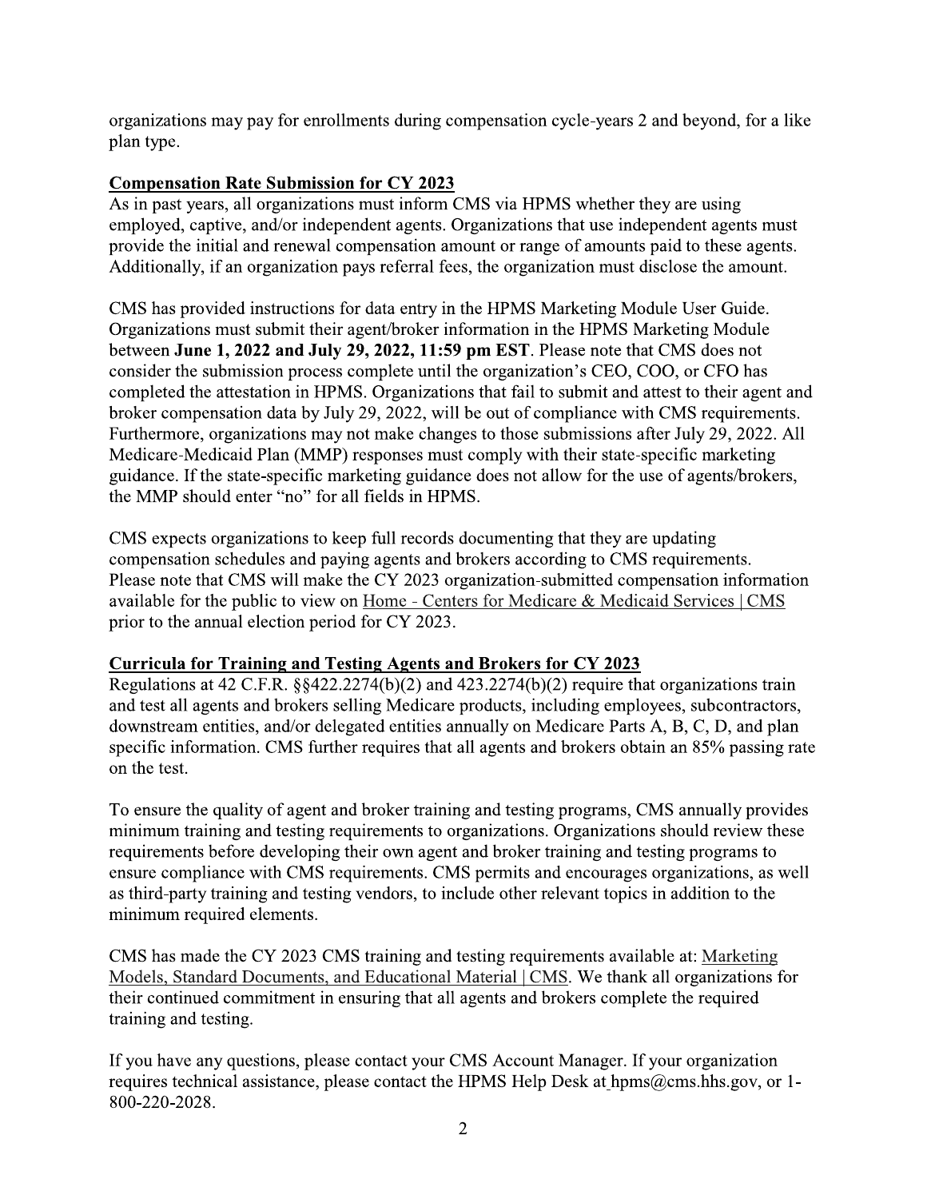organizations may pay for enrollments during compensation cycle-years 2 and beyond, for a like plan type.

**Compensation Rate Submission for CY 2023**

As in past years, all organizations must inform CMS via HPMS whether they are using employed, captive, and/or independent agents. Organizations that use independent agents must provide the initial and renewal compensation amount or range of amounts paid to these agents. Additionally, if an organization pays referral fees, the organization must disclose the amount.

CMS has provided instructions for data entry in the HPMS Marketing Module User Guide. Organizations must submit their agent/broker information in the HPMS Marketing Module between **June 1, 2022 and July 29, 2022, 11:59 pm EST**. Please note that CMS does not consider the submission process complete until the organization's CEO, COO, or CFO has completed the attestation in HPMS. Organizations that fail to submit and attest to their agent and broker compensation data by July 29, 2022, will be out of compliance with CMS requirements. Furthermore, organizations may not make changes to those submissions after July 29, 2022. All Medicare-Medicaid Plan (MMP) responses must comply with their state-specific marketing guidance. If the state-specific marketing guidance does not allow for the use of agents/brokers, the MMP should enter "no" for all fields in HPMS.

CMS expects organizations to keep full records documenting that they are updating compensation schedules and paying agents and brokers according to CMS requirements. Please note that CMS will make the CY 2023 organization-submitted compensation information available for the public to view on Home - Centers for Medicare & Medicaid Services | CMS prior to the annual election period for CY 2023.

**Curricula for Training and Testing Agents and Brokers for CY 2023**

Regulations at 42 C.F.R. §§422.2274(b)(2) and 423.2274(b)(2) require that organizations train and test all agents and brokers selling Medicare products, including employees, subcontractors, downstream entities, and/or delegated entities annually on Medicare Parts A, B, C, D, and plan specific information. CMS further requires that all agents and brokers obtain an 85% passing rate on the test.

To ensure the quality of agent and broker training and testing programs, CMS annually provides minimum training and testing requirements to organizations. Organizations should review these requirements before developing their own agent and broker training and testing programs to ensure compliance with CMS requirements. CMS permits and encourages organizations, as well as third-party training and testing vendors, to include other relevant topics in addition to the minimum required elements.

CMS has made the CY 2023 CMS training and testing requirements available at: Marketing Models, Standard Documents, and Educational Material | CMS. We thank all organizations for their continued commitment in ensuring that all agents and brokers complete the required training and testing.

If you have any questions, please contact your CMS Account Manager. If your organization requires technical assistance, please contact the HPMS Help Desk at hpms@cms.hhs.gov, or 1-800-220-2028.